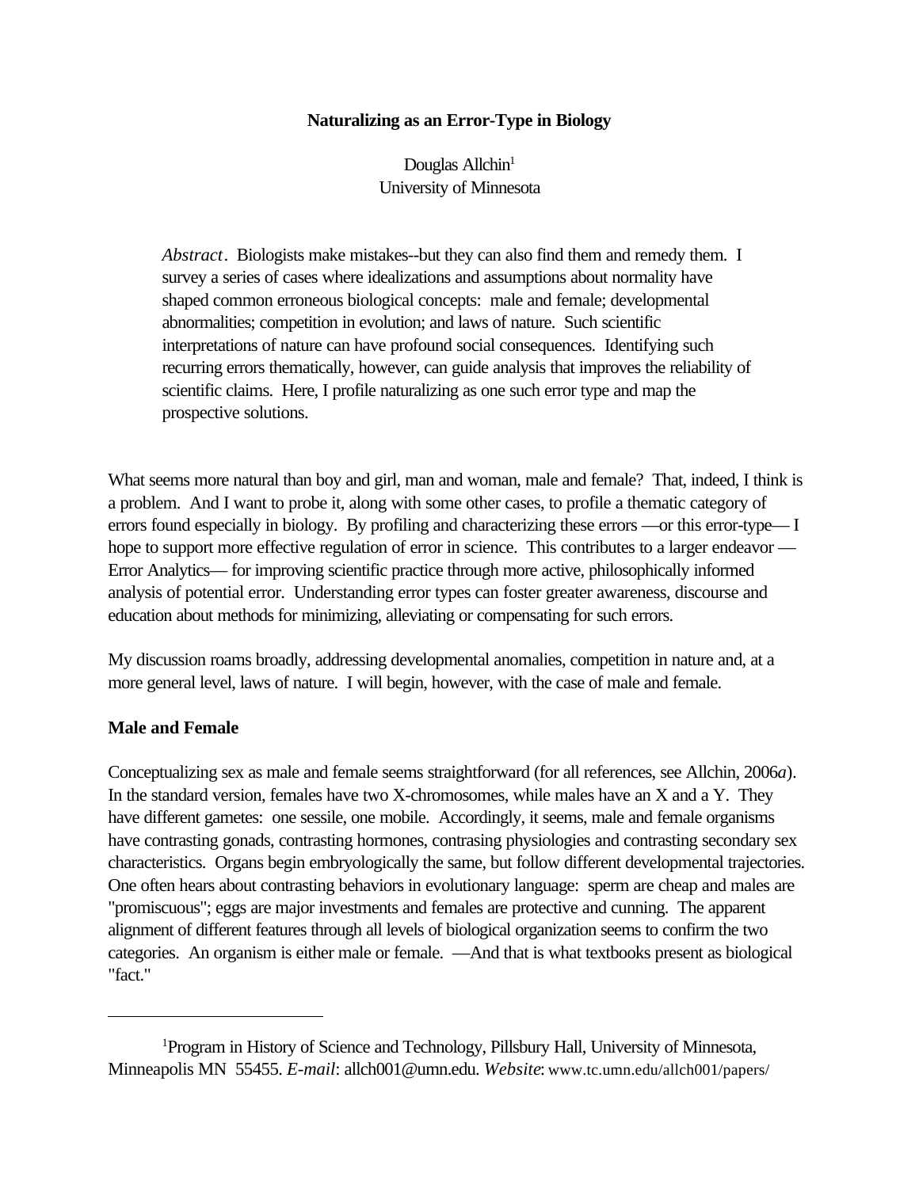# Naturalizing as an Error-Type in Biology

Douglas Allchin[1]
University of Minnesota

> *Abstract*. Biologists make mistakes--but they can also find them and remedy them. I survey a series of cases where idealizations and assumptions about normality have shaped common erroneous biological concepts: male and female; developmental abnormalities; competition in evolution; and laws of nature. Such scientific interpretations of nature can have profound social consequences. Identifying such recurring errors thematically, however, can guide analysis that improves the reliability of scientific claims. Here, I profile naturalizing as one such error type and map the prospective solutions.

What seems more natural than boy and girl, man and woman, male and female? That, indeed, I think is a problem. And I want to probe it, along with some other cases, to profile a thematic category of errors found especially in biology. By profiling and characterizing these errors —or this error-type— I hope to support more effective regulation of error in science. This contributes to a larger endeavor —Error Analytics— for improving scientific practice through more active, philosophically informed analysis of potential error. Understanding error types can foster greater awareness, discourse and education about methods for minimizing, alleviating or compensating for such errors.

My discussion roams broadly, addressing developmental anomalies, competition in nature and, at a more general level, laws of nature. I will begin, however, with the case of male and female.

## Male and Female

Conceptualizing sex as male and female seems straightforward (for all references, see Allchin, 2006*a*). In the standard version, females have two X-chromosomes, while males have an X and a Y. They have different gametes: one sessile, one mobile. Accordingly, it seems, male and female organisms have contrasting gonads, contrasting hormones, contrasing physiologies and contrasting secondary sex characteristics. Organs begin embryologically the same, but follow different developmental trajectories. One often hears about contrasting behaviors in evolutionary language: sperm are cheap and males are "promiscuous"; eggs are major investments and females are protective and cunning. The apparent alignment of different features through all levels of biological organization seems to confirm the two categories. An organism is either male or female. —And that is what textbooks present as biological "fact."

---

[1]Program in History of Science and Technology, Pillsbury Hall, University of Minnesota, Minneapolis MN 55455. *E-mail*: allch001@umn.edu. *Website*: www.tc.umn.edu/allch001/papers/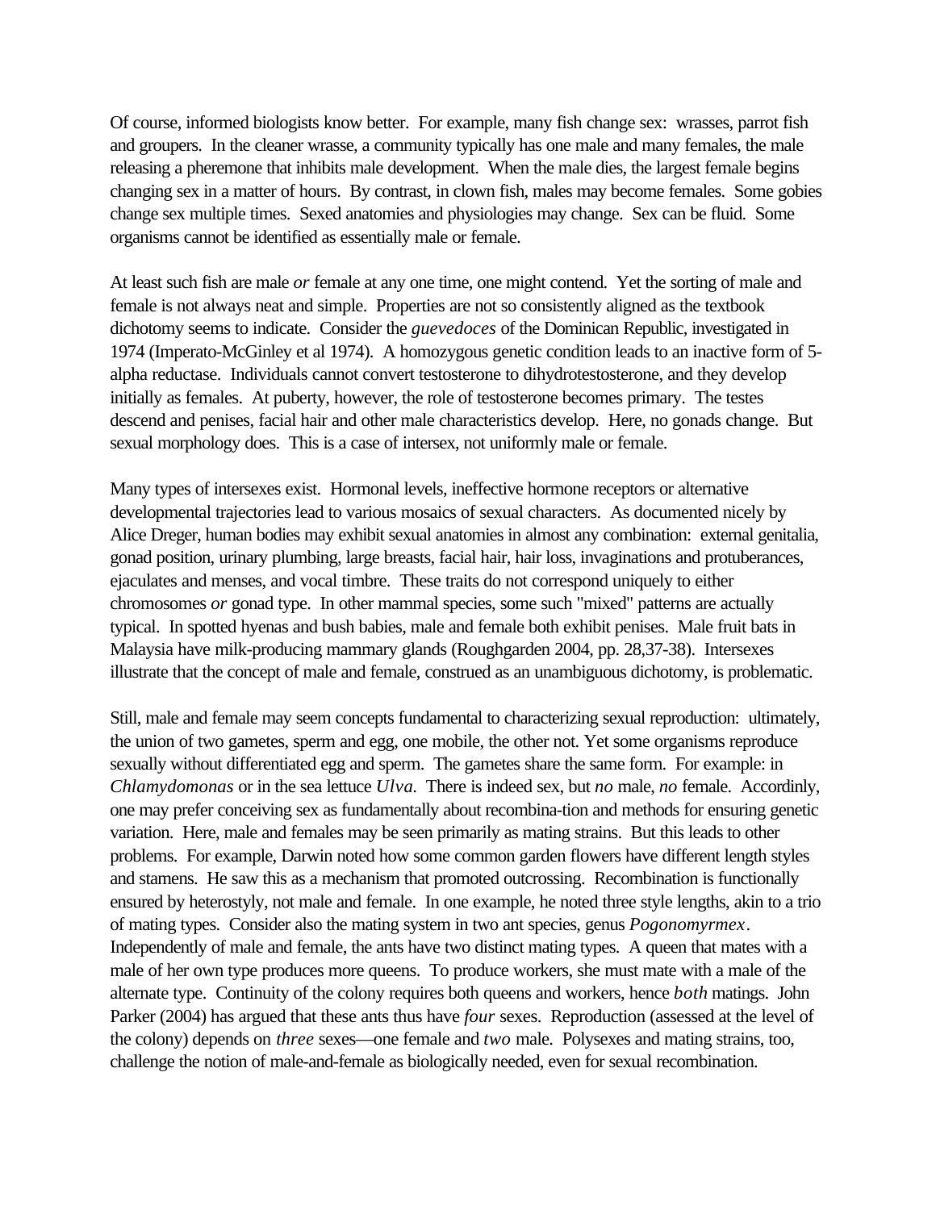Of course, informed biologists know better. For example, many fish change sex: wrasses, parrot fish and groupers. In the cleaner wrasse, a community typically has one male and many females, the male releasing a pheremone that inhibits male development. When the male dies, the largest female begins changing sex in a matter of hours. By contrast, in clown fish, males may become females. Some gobies change sex multiple times. Sexed anatomies and physiologies may change. Sex can be fluid. Some organisms cannot be identified as essentially male or female.

At least such fish are male *or* female at any one time, one might contend. Yet the sorting of male and female is not always neat and simple. Properties are not so consistently aligned as the textbook dichotomy seems to indicate. Consider the *guevedoces* of the Dominican Republic, investigated in 1974 (Imperato-McGinley et al 1974). A homozygous genetic condition leads to an inactive form of 5-alpha reductase. Individuals cannot convert testosterone to dihydrotestosterone, and they develop initially as females. At puberty, however, the role of testosterone becomes primary. The testes descend and penises, facial hair and other male characteristics develop. Here, no gonads change. But sexual morphology does. This is a case of intersex, not uniformly male or female.

Many types of intersexes exist. Hormonal levels, ineffective hormone receptors or alternative developmental trajectories lead to various mosaics of sexual characters. As documented nicely by Alice Dreger, human bodies may exhibit sexual anatomies in almost any combination: external genitalia, gonad position, urinary plumbing, large breasts, facial hair, hair loss, invaginations and protuberances, ejaculates and menses, and vocal timbre. These traits do not correspond uniquely to either chromosomes *or* gonad type. In other mammal species, some such "mixed" patterns are actually typical. In spotted hyenas and bush babies, male and female both exhibit penises. Male fruit bats in Malaysia have milk-producing mammary glands (Roughgarden 2004, pp. 28,37-38). Intersexes illustrate that the concept of male and female, construed as an unambiguous dichotomy, is problematic.

Still, male and female may seem concepts fundamental to characterizing sexual reproduction: ultimately, the union of two gametes, sperm and egg, one mobile, the other not. Yet some organisms reproduce sexually without differentiated egg and sperm. The gametes share the same form. For example: in *Chlamydomonas* or in the sea lettuce *Ulva.* There is indeed sex, but *no* male, *no* female. Accordinly, one may prefer conceiving sex as fundamentally about recombina-tion and methods for ensuring genetic variation. Here, male and females may be seen primarily as mating strains. But this leads to other problems. For example, Darwin noted how some common garden flowers have different length styles and stamens. He saw this as a mechanism that promoted outcrossing. Recombination is functionally ensured by heterostyly, not male and female. In one example, he noted three style lengths, akin to a trio of mating types. Consider also the mating system in two ant species, genus *Pogonomyrmex*. Independently of male and female, the ants have two distinct mating types. A queen that mates with a male of her own type produces more queens. To produce workers, she must mate with a male of the alternate type. Continuity of the colony requires both queens and workers, hence *both* matings. John Parker (2004) has argued that these ants thus have *four* sexes. Reproduction (assessed at the level of the colony) depends on *three* sexes—one female and *two* male. Polysexes and mating strains, too, challenge the notion of male-and-female as biologically needed, even for sexual recombination.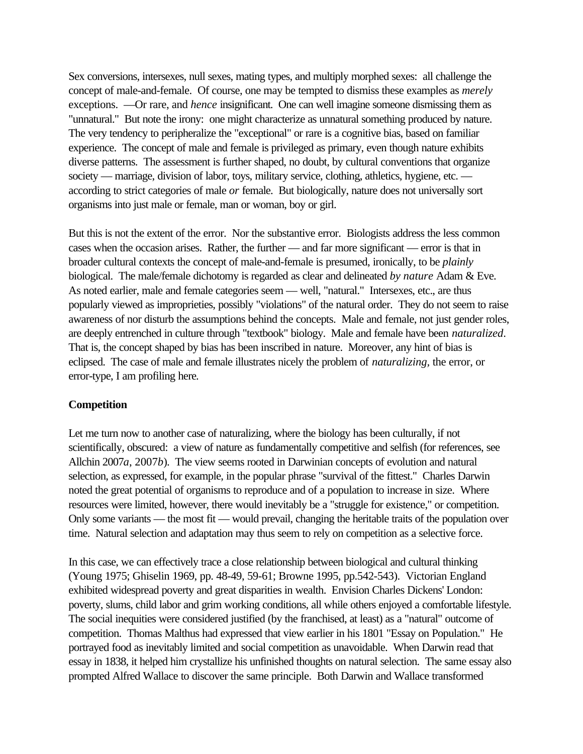Sex conversions, intersexes, null sexes, mating types, and multiply morphed sexes: all challenge the concept of male-and-female. Of course, one may be tempted to dismiss these examples as *merely* exceptions. —Or rare, and *hence* insignificant. One can well imagine someone dismissing them as "unnatural." But note the irony: one might characterize as unnatural something produced by nature. The very tendency to peripheralize the "exceptional" or rare is a cognitive bias, based on familiar experience. The concept of male and female is privileged as primary, even though nature exhibits diverse patterns. The assessment is further shaped, no doubt, by cultural conventions that organize society — marriage, division of labor, toys, military service, clothing, athletics, hygiene, etc. — according to strict categories of male *or* female. But biologically, nature does not universally sort organisms into just male or female, man or woman, boy or girl.

But this is not the extent of the error. Nor the substantive error. Biologists address the less common cases when the occasion arises. Rather, the further — and far more significant — error is that in broader cultural contexts the concept of male-and-female is presumed, ironically, to be *plainly* biological. The male/female dichotomy is regarded as clear and delineated *by nature* Adam & Eve. As noted earlier, male and female categories seem — well, "natural." Intersexes, etc., are thus popularly viewed as improprieties, possibly "violations" of the natural order. They do not seem to raise awareness of nor disturb the assumptions behind the concepts. Male and female, not just gender roles, are deeply entrenched in culture through "textbook" biology. Male and female have been *naturalized*. That is, the concept shaped by bias has been inscribed in nature. Moreover, any hint of bias is eclipsed. The case of male and female illustrates nicely the problem of *naturalizing*, the error, or error-type, I am profiling here.

**Competition**

Let me turn now to another case of naturalizing, where the biology has been culturally, if not scientifically, obscured: a view of nature as fundamentally competitive and selfish (for references, see Allchin 2007*a*, 2007*b*). The view seems rooted in Darwinian concepts of evolution and natural selection, as expressed, for example, in the popular phrase "survival of the fittest." Charles Darwin noted the great potential of organisms to reproduce and of a population to increase in size. Where resources were limited, however, there would inevitably be a "struggle for existence," or competition. Only some variants — the most fit — would prevail, changing the heritable traits of the population over time. Natural selection and adaptation may thus seem to rely on competition as a selective force.

In this case, we can effectively trace a close relationship between biological and cultural thinking (Young 1975; Ghiselin 1969, pp. 48-49, 59-61; Browne 1995, pp.542-543). Victorian England exhibited widespread poverty and great disparities in wealth. Envision Charles Dickens' London: poverty, slums, child labor and grim working conditions, all while others enjoyed a comfortable lifestyle. The social inequities were considered justified (by the franchised, at least) as a "natural" outcome of competition. Thomas Malthus had expressed that view earlier in his 1801 "Essay on Population." He portrayed food as inevitably limited and social competition as unavoidable. When Darwin read that essay in 1838, it helped him crystallize his unfinished thoughts on natural selection. The same essay also prompted Alfred Wallace to discover the same principle. Both Darwin and Wallace transformed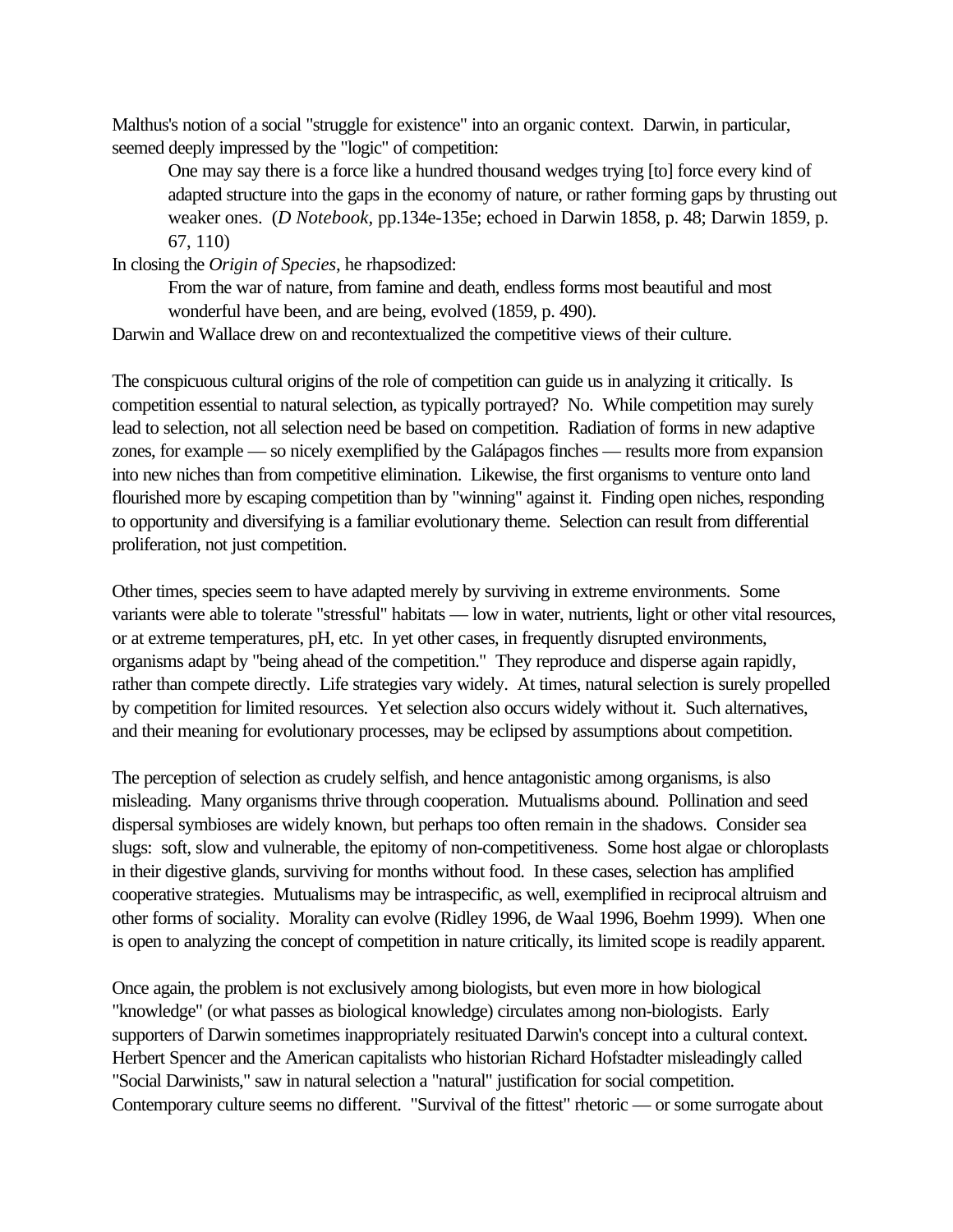Malthus's notion of a social "struggle for existence" into an organic context. Darwin, in particular, seemed deeply impressed by the "logic" of competition:

> One may say there is a force like a hundred thousand wedges trying [to] force every kind of adapted structure into the gaps in the economy of nature, or rather forming gaps by thrusting out weaker ones. (*D Notebook*, pp.134e-135e; echoed in Darwin 1858, p. 48; Darwin 1859, p. 67, 110)

In closing the *Origin of Species*, he rhapsodized:

> From the war of nature, from famine and death, endless forms most beautiful and most wonderful have been, and are being, evolved (1859, p. 490).

Darwin and Wallace drew on and recontextualized the competitive views of their culture.

The conspicuous cultural origins of the role of competition can guide us in analyzing it critically. Is competition essential to natural selection, as typically portrayed? No. While competition may surely lead to selection, not all selection need be based on competition. Radiation of forms in new adaptive zones, for example — so nicely exemplified by the Galápagos finches — results more from expansion into new niches than from competitive elimination. Likewise, the first organisms to venture onto land flourished more by escaping competition than by "winning" against it. Finding open niches, responding to opportunity and diversifying is a familiar evolutionary theme. Selection can result from differential proliferation, not just competition.

Other times, species seem to have adapted merely by surviving in extreme environments. Some variants were able to tolerate "stressful" habitats — low in water, nutrients, light or other vital resources, or at extreme temperatures, pH, etc. In yet other cases, in frequently disrupted environments, organisms adapt by "being ahead of the competition." They reproduce and disperse again rapidly, rather than compete directly. Life strategies vary widely. At times, natural selection is surely propelled by competition for limited resources. Yet selection also occurs widely without it. Such alternatives, and their meaning for evolutionary processes, may be eclipsed by assumptions about competition.

The perception of selection as crudely selfish, and hence antagonistic among organisms, is also misleading. Many organisms thrive through cooperation. Mutualisms abound. Pollination and seed dispersal symbioses are widely known, but perhaps too often remain in the shadows. Consider sea slugs: soft, slow and vulnerable, the epitomy of non-competitiveness. Some host algae or chloroplasts in their digestive glands, surviving for months without food. In these cases, selection has amplified cooperative strategies. Mutualisms may be intraspecific, as well, exemplified in reciprocal altruism and other forms of sociality. Morality can evolve (Ridley 1996, de Waal 1996, Boehm 1999). When one is open to analyzing the concept of competition in nature critically, its limited scope is readily apparent.

Once again, the problem is not exclusively among biologists, but even more in how biological "knowledge" (or what passes as biological knowledge) circulates among non-biologists. Early supporters of Darwin sometimes inappropriately resituated Darwin's concept into a cultural context. Herbert Spencer and the American capitalists who historian Richard Hofstadter misleadingly called "Social Darwinists," saw in natural selection a "natural" justification for social competition. Contemporary culture seems no different. "Survival of the fittest" rhetoric — or some surrogate about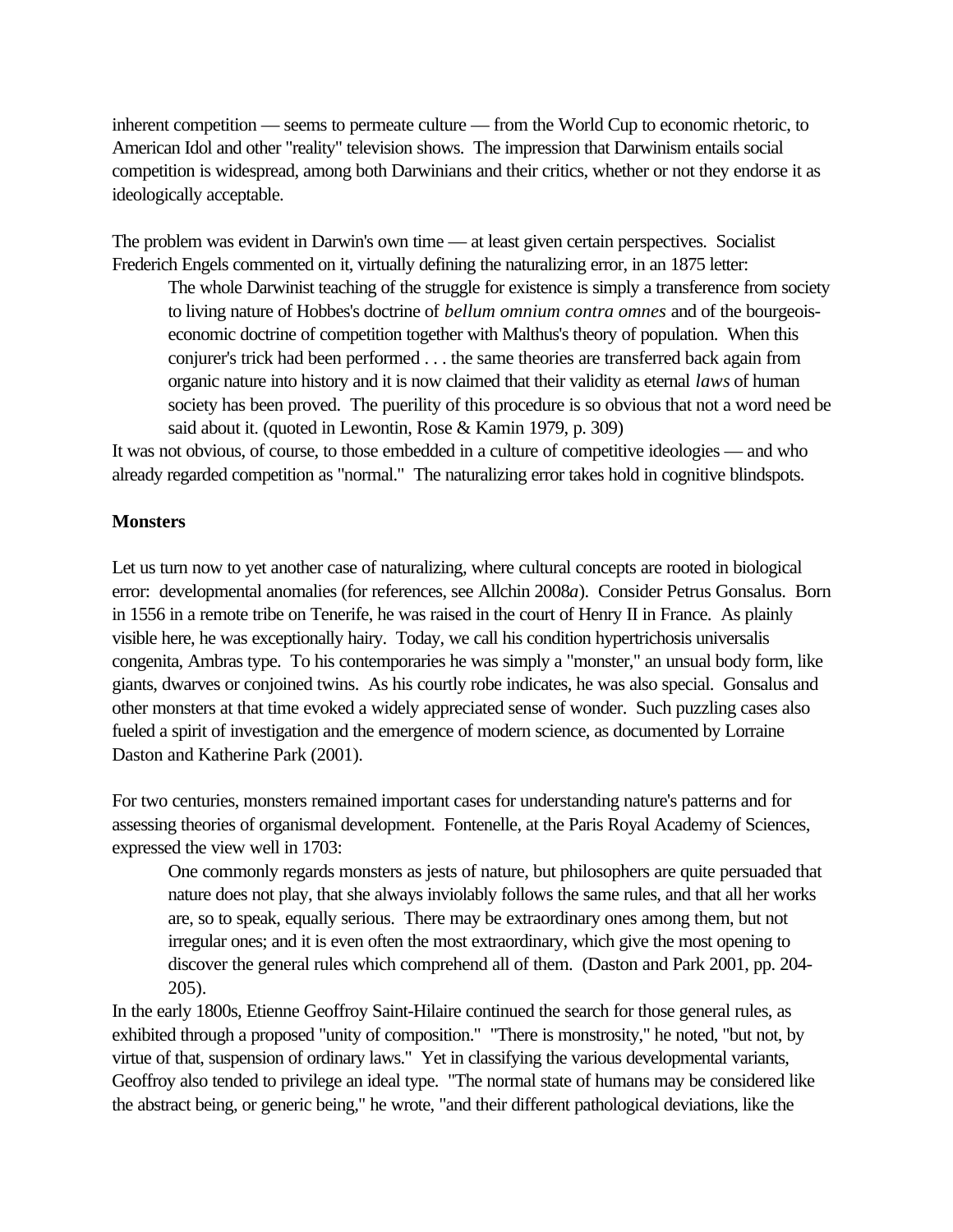inherent competition — seems to permeate culture — from the World Cup to economic rhetoric, to American Idol and other "reality" television shows. The impression that Darwinism entails social competition is widespread, among both Darwinians and their critics, whether or not they endorse it as ideologically acceptable.

The problem was evident in Darwin's own time — at least given certain perspectives. Socialist Frederich Engels commented on it, virtually defining the naturalizing error, in an 1875 letter:

> The whole Darwinist teaching of the struggle for existence is simply a transference from society to living nature of Hobbes's doctrine of *bellum omnium contra omnes* and of the bourgeois-economic doctrine of competition together with Malthus's theory of population. When this conjurer's trick had been performed . . . the same theories are transferred back again from organic nature into history and it is now claimed that their validity as eternal *laws* of human society has been proved. The puerility of this procedure is so obvious that not a word need be said about it. (quoted in Lewontin, Rose & Kamin 1979, p. 309)

It was not obvious, of course, to those embedded in a culture of competitive ideologies — and who already regarded competition as "normal." The naturalizing error takes hold in cognitive blindspots.

**Monsters**

Let us turn now to yet another case of naturalizing, where cultural concepts are rooted in biological error: developmental anomalies (for references, see Allchin 2008*a*). Consider Petrus Gonsalus. Born in 1556 in a remote tribe on Tenerife, he was raised in the court of Henry II in France. As plainly visible here, he was exceptionally hairy. Today, we call his condition hypertrichosis universalis congenita, Ambras type. To his contemporaries he was simply a "monster," an unsual body form, like giants, dwarves or conjoined twins. As his courtly robe indicates, he was also special. Gonsalus and other monsters at that time evoked a widely appreciated sense of wonder. Such puzzling cases also fueled a spirit of investigation and the emergence of modern science, as documented by Lorraine Daston and Katherine Park (2001).

For two centuries, monsters remained important cases for understanding nature's patterns and for assessing theories of organismal development. Fontenelle, at the Paris Royal Academy of Sciences, expressed the view well in 1703:

> One commonly regards monsters as jests of nature, but philosophers are quite persuaded that nature does not play, that she always inviolably follows the same rules, and that all her works are, so to speak, equally serious. There may be extraordinary ones among them, but not irregular ones; and it is even often the most extraordinary, which give the most opening to discover the general rules which comprehend all of them. (Daston and Park 2001, pp. 204-205).

In the early 1800s, Etienne Geoffroy Saint-Hilaire continued the search for those general rules, as exhibited through a proposed "unity of composition." "There is monstrosity," he noted, "but not, by virtue of that, suspension of ordinary laws." Yet in classifying the various developmental variants, Geoffroy also tended to privilege an ideal type. "The normal state of humans may be considered like the abstract being, or generic being," he wrote, "and their different pathological deviations, like the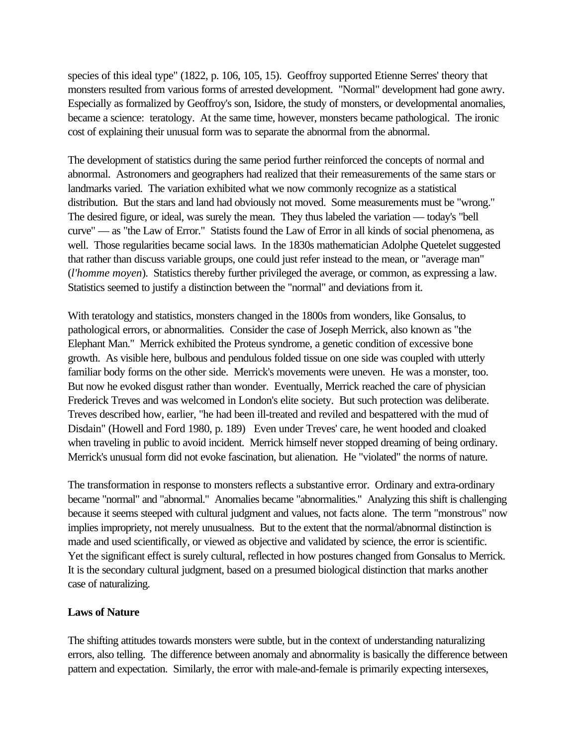species of this ideal type" (1822, p. 106, 105, 15). Geoffroy supported Etienne Serres' theory that monsters resulted from various forms of arrested development. "Normal" development had gone awry. Especially as formalized by Geoffroy's son, Isidore, the study of monsters, or developmental anomalies, became a science: teratology. At the same time, however, monsters became pathological. The ironic cost of explaining their unusual form was to separate the abnormal from the abnormal.

The development of statistics during the same period further reinforced the concepts of normal and abnormal. Astronomers and geographers had realized that their remeasurements of the same stars or landmarks varied. The variation exhibited what we now commonly recognize as a statistical distribution. But the stars and land had obviously not moved. Some measurements must be "wrong." The desired figure, or ideal, was surely the mean. They thus labeled the variation — today's "bell curve" — as "the Law of Error." Statists found the Law of Error in all kinds of social phenomena, as well. Those regularities became social laws. In the 1830s mathematician Adolphe Quetelet suggested that rather than discuss variable groups, one could just refer instead to the mean, or "average man" (*l'homme moyen*). Statistics thereby further privileged the average, or common, as expressing a law. Statistics seemed to justify a distinction between the "normal" and deviations from it.

With teratology and statistics, monsters changed in the 1800s from wonders, like Gonsalus, to pathological errors, or abnormalities. Consider the case of Joseph Merrick, also known as "the Elephant Man." Merrick exhibited the Proteus syndrome, a genetic condition of excessive bone growth. As visible here, bulbous and pendulous folded tissue on one side was coupled with utterly familiar body forms on the other side. Merrick's movements were uneven. He was a monster, too. But now he evoked disgust rather than wonder. Eventually, Merrick reached the care of physician Frederick Treves and was welcomed in London's elite society. But such protection was deliberate. Treves described how, earlier, "he had been ill-treated and reviled and bespattered with the mud of Disdain" (Howell and Ford 1980, p. 189) Even under Treves' care, he went hooded and cloaked when traveling in public to avoid incident. Merrick himself never stopped dreaming of being ordinary. Merrick's unusual form did not evoke fascination, but alienation. He "violated" the norms of nature.

The transformation in response to monsters reflects a substantive error. Ordinary and extra-ordinary became "normal" and "abnormal." Anomalies became "abnormalities." Analyzing this shift is challenging because it seems steeped with cultural judgment and values, not facts alone. The term "monstrous" now implies impropriety, not merely unusualness. But to the extent that the normal/abnormal distinction is made and used scientifically, or viewed as objective and validated by science, the error is scientific. Yet the significant effect is surely cultural, reflected in how postures changed from Gonsalus to Merrick. It is the secondary cultural judgment, based on a presumed biological distinction that marks another case of naturalizing.

## Laws of Nature

The shifting attitudes towards monsters were subtle, but in the context of understanding naturalizing errors, also telling. The difference between anomaly and abnormality is basically the difference between pattern and expectation. Similarly, the error with male-and-female is primarily expecting intersexes,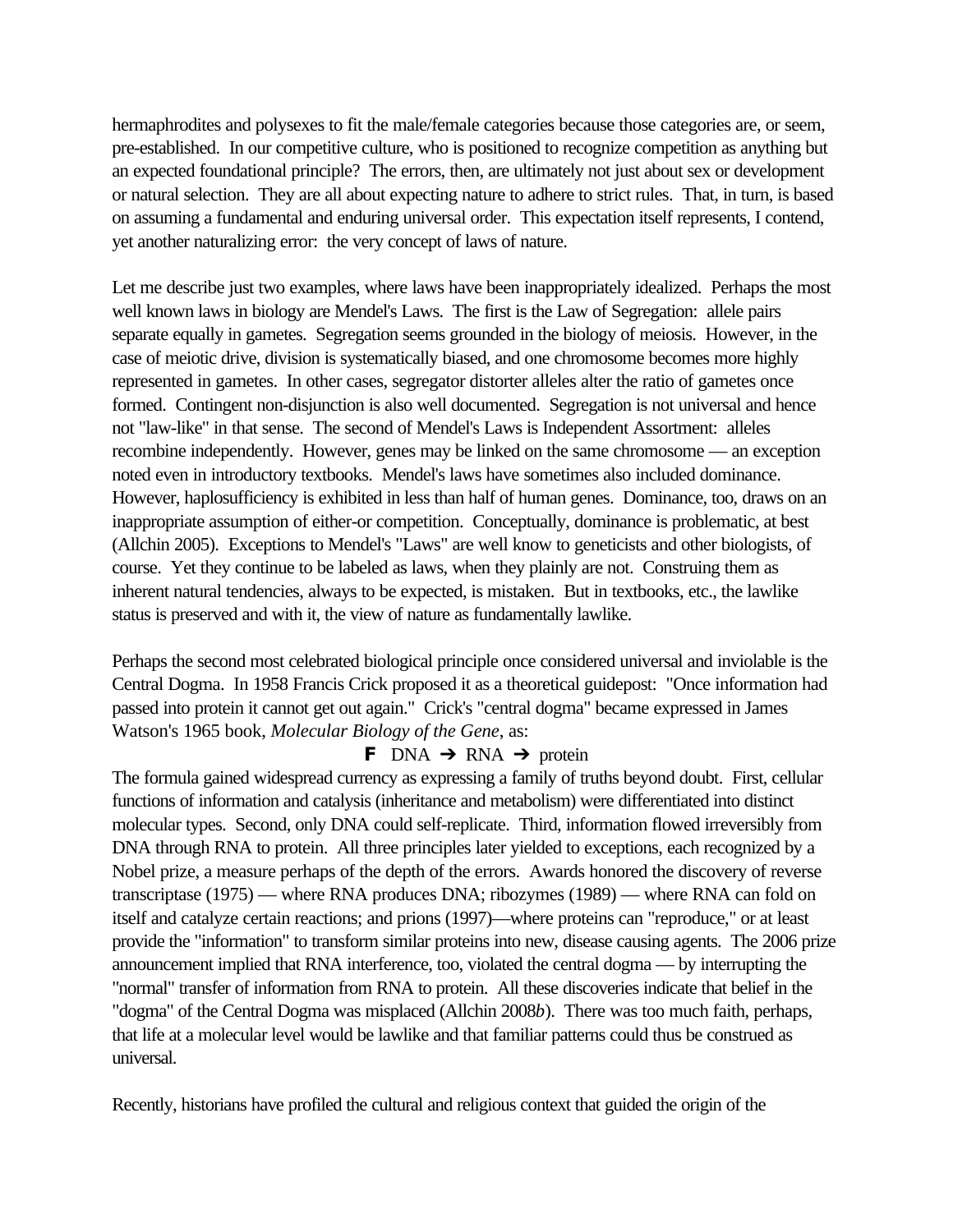hermaphrodites and polysexes to fit the male/female categories because those categories are, or seem, pre-established. In our competitive culture, who is positioned to recognize competition as anything but an expected foundational principle? The errors, then, are ultimately not just about sex or development or natural selection. They are all about expecting nature to adhere to strict rules. That, in turn, is based on assuming a fundamental and enduring universal order. This expectation itself represents, I contend, yet another naturalizing error: the very concept of laws of nature.

Let me describe just two examples, where laws have been inappropriately idealized. Perhaps the most well known laws in biology are Mendel's Laws. The first is the Law of Segregation: allele pairs separate equally in gametes. Segregation seems grounded in the biology of meiosis. However, in the case of meiotic drive, division is systematically biased, and one chromosome becomes more highly represented in gametes. In other cases, segregator distorter alleles alter the ratio of gametes once formed. Contingent non-disjunction is also well documented. Segregation is not universal and hence not "law-like" in that sense. The second of Mendel's Laws is Independent Assortment: alleles recombine independently. However, genes may be linked on the same chromosome — an exception noted even in introductory textbooks. Mendel's laws have sometimes also included dominance. However, haplosufficiency is exhibited in less than half of human genes. Dominance, too, draws on an inappropriate assumption of either-or competition. Conceptually, dominance is problematic, at best (Allchin 2005). Exceptions to Mendel's "Laws" are well know to geneticists and other biologists, of course. Yet they continue to be labeled as laws, when they plainly are not. Construing them as inherent natural tendencies, always to be expected, is mistaken. But in textbooks, etc., the lawlike status is preserved and with it, the view of nature as fundamentally lawlike.

Perhaps the second most celebrated biological principle once considered universal and inviolable is the Central Dogma. In 1958 Francis Crick proposed it as a theoretical guidepost: "Once information had passed into protein it cannot get out again." Crick's "central dogma" became expressed in James Watson's 1965 book, *Molecular Biology of the Gene*, as:

F DNA ➔ RNA ➔ protein

The formula gained widespread currency as expressing a family of truths beyond doubt. First, cellular functions of information and catalysis (inheritance and metabolism) were differentiated into distinct molecular types. Second, only DNA could self-replicate. Third, information flowed irreversibly from DNA through RNA to protein. All three principles later yielded to exceptions, each recognized by a Nobel prize, a measure perhaps of the depth of the errors. Awards honored the discovery of reverse transcriptase (1975) — where RNA produces DNA; ribozymes (1989) — where RNA can fold on itself and catalyze certain reactions; and prions (1997)—where proteins can "reproduce," or at least provide the "information" to transform similar proteins into new, disease causing agents. The 2006 prize announcement implied that RNA interference, too, violated the central dogma — by interrupting the "normal" transfer of information from RNA to protein. All these discoveries indicate that belief in the "dogma" of the Central Dogma was misplaced (Allchin 2008*b*). There was too much faith, perhaps, that life at a molecular level would be lawlike and that familiar patterns could thus be construed as universal.

Recently, historians have profiled the cultural and religious context that guided the origin of the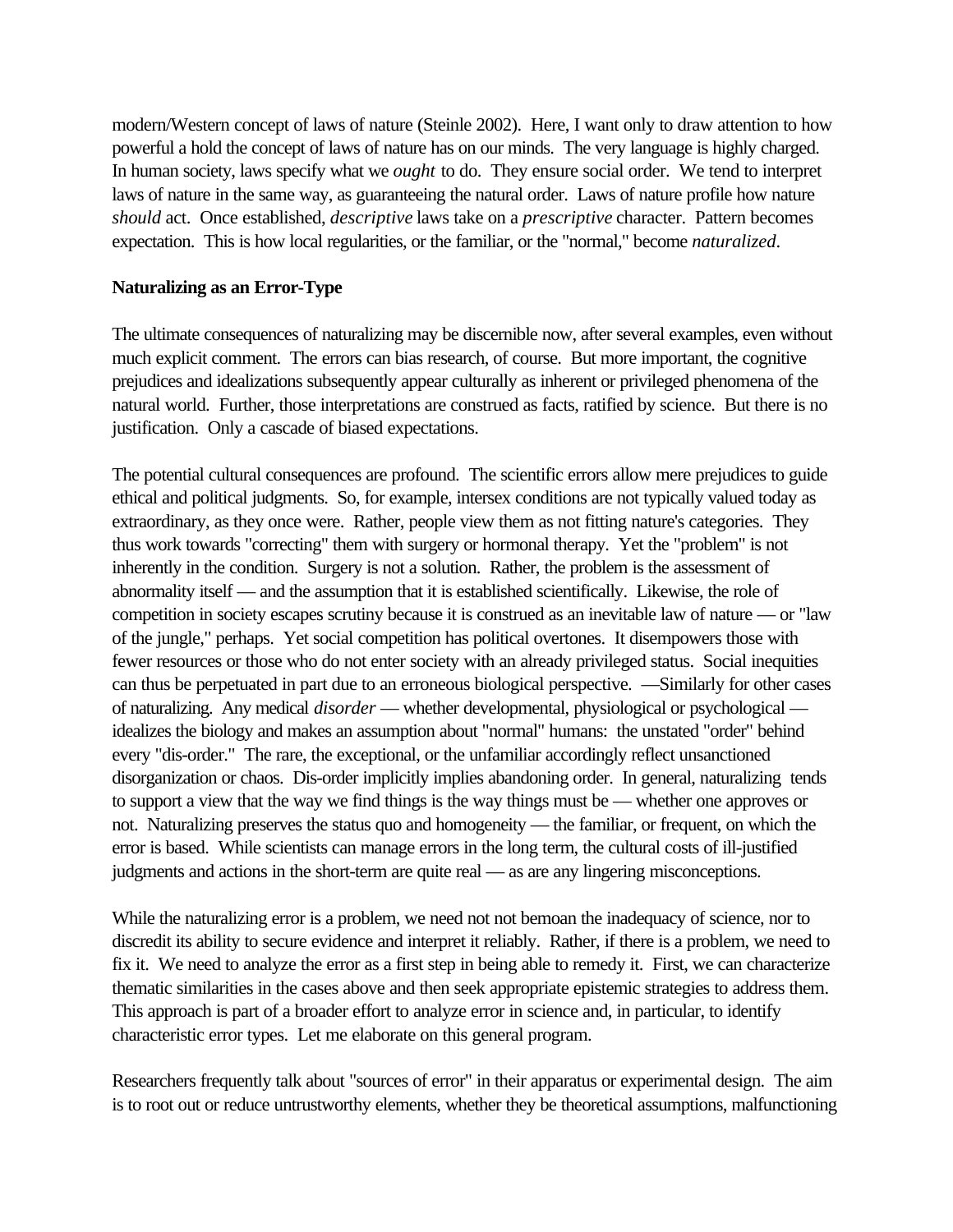modern/Western concept of laws of nature (Steinle 2002). Here, I want only to draw attention to how powerful a hold the concept of laws of nature has on our minds. The very language is highly charged. In human society, laws specify what we *ought* to do. They ensure social order. We tend to interpret laws of nature in the same way, as guaranteeing the natural order. Laws of nature profile how nature *should* act. Once established, *descriptive* laws take on a *prescriptive* character. Pattern becomes expectation. This is how local regularities, or the familiar, or the "normal," become *naturalized*.

**Naturalizing as an Error-Type**

The ultimate consequences of naturalizing may be discernible now, after several examples, even without much explicit comment. The errors can bias research, of course. But more important, the cognitive prejudices and idealizations subsequently appear culturally as inherent or privileged phenomena of the natural world. Further, those interpretations are construed as facts, ratified by science. But there is no justification. Only a cascade of biased expectations.

The potential cultural consequences are profound. The scientific errors allow mere prejudices to guide ethical and political judgments. So, for example, intersex conditions are not typically valued today as extraordinary, as they once were. Rather, people view them as not fitting nature's categories. They thus work towards "correcting" them with surgery or hormonal therapy. Yet the "problem" is not inherently in the condition. Surgery is not a solution. Rather, the problem is the assessment of abnormality itself — and the assumption that it is established scientifically. Likewise, the role of competition in society escapes scrutiny because it is construed as an inevitable law of nature — or "law of the jungle," perhaps. Yet social competition has political overtones. It disempowers those with fewer resources or those who do not enter society with an already privileged status. Social inequities can thus be perpetuated in part due to an erroneous biological perspective. —Similarly for other cases of naturalizing. Any medical *disorder* — whether developmental, physiological or psychological — idealizes the biology and makes an assumption about "normal" humans: the unstated "order" behind every "dis-order." The rare, the exceptional, or the unfamiliar accordingly reflect unsanctioned disorganization or chaos. Dis-order implicitly implies abandoning order. In general, naturalizing tends to support a view that the way we find things is the way things must be — whether one approves or not. Naturalizing preserves the status quo and homogeneity — the familiar, or frequent, on which the error is based. While scientists can manage errors in the long term, the cultural costs of ill-justified judgments and actions in the short-term are quite real — as are any lingering misconceptions.

While the naturalizing error is a problem, we need not not bemoan the inadequacy of science, nor to discredit its ability to secure evidence and interpret it reliably. Rather, if there is a problem, we need to fix it. We need to analyze the error as a first step in being able to remedy it. First, we can characterize thematic similarities in the cases above and then seek appropriate epistemic strategies to address them. This approach is part of a broader effort to analyze error in science and, in particular, to identify characteristic error types. Let me elaborate on this general program.

Researchers frequently talk about "sources of error" in their apparatus or experimental design. The aim is to root out or reduce untrustworthy elements, whether they be theoretical assumptions, malfunctioning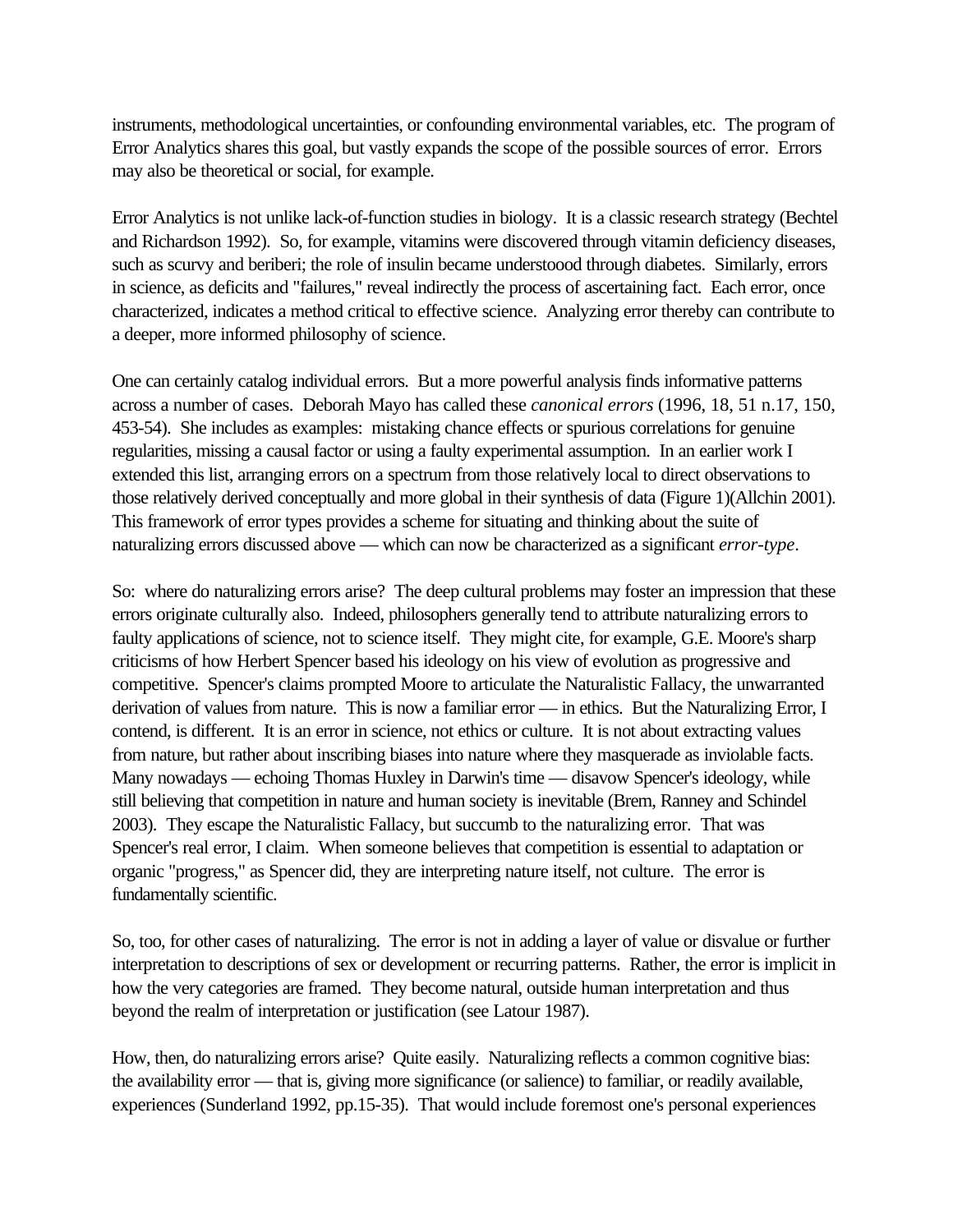instruments, methodological uncertainties, or confounding environmental variables, etc. The program of Error Analytics shares this goal, but vastly expands the scope of the possible sources of error. Errors may also be theoretical or social, for example.

Error Analytics is not unlike lack-of-function studies in biology. It is a classic research strategy (Bechtel and Richardson 1992). So, for example, vitamins were discovered through vitamin deficiency diseases, such as scurvy and beriberi; the role of insulin became understoood through diabetes. Similarly, errors in science, as deficits and "failures," reveal indirectly the process of ascertaining fact. Each error, once characterized, indicates a method critical to effective science. Analyzing error thereby can contribute to a deeper, more informed philosophy of science.

One can certainly catalog individual errors. But a more powerful analysis finds informative patterns across a number of cases. Deborah Mayo has called these *canonical errors* (1996, 18, 51 n.17, 150, 453-54). She includes as examples: mistaking chance effects or spurious correlations for genuine regularities, missing a causal factor or using a faulty experimental assumption. In an earlier work I extended this list, arranging errors on a spectrum from those relatively local to direct observations to those relatively derived conceptually and more global in their synthesis of data (Figure 1)(Allchin 2001). This framework of error types provides a scheme for situating and thinking about the suite of naturalizing errors discussed above — which can now be characterized as a significant *error-type*.

So: where do naturalizing errors arise? The deep cultural problems may foster an impression that these errors originate culturally also. Indeed, philosophers generally tend to attribute naturalizing errors to faulty applications of science, not to science itself. They might cite, for example, G.E. Moore's sharp criticisms of how Herbert Spencer based his ideology on his view of evolution as progressive and competitive. Spencer's claims prompted Moore to articulate the Naturalistic Fallacy, the unwarranted derivation of values from nature. This is now a familiar error — in ethics. But the Naturalizing Error, I contend, is different. It is an error in science, not ethics or culture. It is not about extracting values from nature, but rather about inscribing biases into nature where they masquerade as inviolable facts. Many nowadays — echoing Thomas Huxley in Darwin's time — disavow Spencer's ideology, while still believing that competition in nature and human society is inevitable (Brem, Ranney and Schindel 2003). They escape the Naturalistic Fallacy, but succumb to the naturalizing error. That was Spencer's real error, I claim. When someone believes that competition is essential to adaptation or organic "progress," as Spencer did, they are interpreting nature itself, not culture. The error is fundamentally scientific.

So, too, for other cases of naturalizing. The error is not in adding a layer of value or disvalue or further interpretation to descriptions of sex or development or recurring patterns. Rather, the error is implicit in how the very categories are framed. They become natural, outside human interpretation and thus beyond the realm of interpretation or justification (see Latour 1987).

How, then, do naturalizing errors arise? Quite easily. Naturalizing reflects a common cognitive bias: the availability error — that is, giving more significance (or salience) to familiar, or readily available, experiences (Sunderland 1992, pp.15-35). That would include foremost one's personal experiences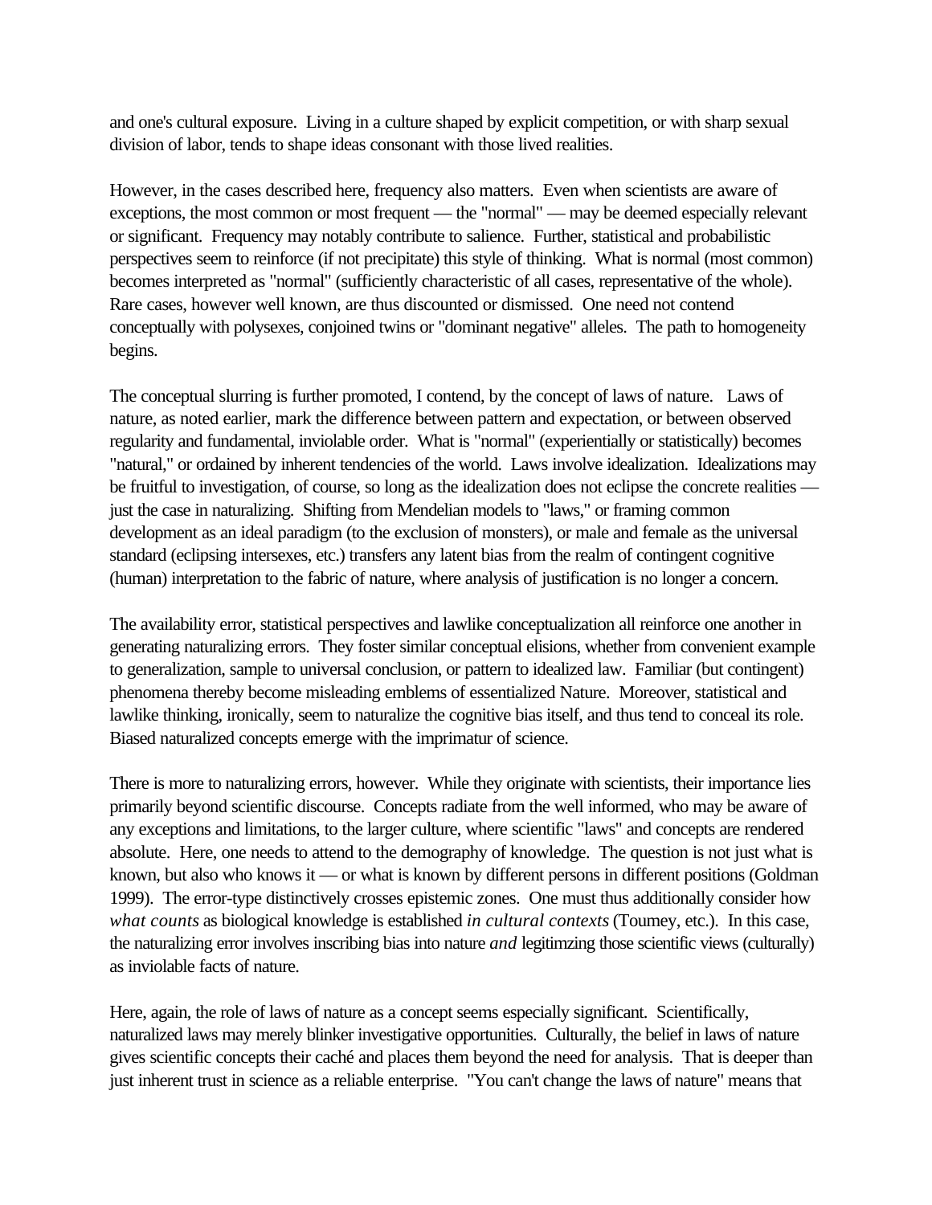and one's cultural exposure. Living in a culture shaped by explicit competition, or with sharp sexual division of labor, tends to shape ideas consonant with those lived realities.

However, in the cases described here, frequency also matters. Even when scientists are aware of exceptions, the most common or most frequent — the "normal" — may be deemed especially relevant or significant. Frequency may notably contribute to salience. Further, statistical and probabilistic perspectives seem to reinforce (if not precipitate) this style of thinking. What is normal (most common) becomes interpreted as "normal" (sufficiently characteristic of all cases, representative of the whole). Rare cases, however well known, are thus discounted or dismissed. One need not contend conceptually with polysexes, conjoined twins or "dominant negative" alleles. The path to homogeneity begins.

The conceptual slurring is further promoted, I contend, by the concept of laws of nature. Laws of nature, as noted earlier, mark the difference between pattern and expectation, or between observed regularity and fundamental, inviolable order. What is "normal" (experientially or statistically) becomes "natural," or ordained by inherent tendencies of the world. Laws involve idealization. Idealizations may be fruitful to investigation, of course, so long as the idealization does not eclipse the concrete realities — just the case in naturalizing. Shifting from Mendelian models to "laws," or framing common development as an ideal paradigm (to the exclusion of monsters), or male and female as the universal standard (eclipsing intersexes, etc.) transfers any latent bias from the realm of contingent cognitive (human) interpretation to the fabric of nature, where analysis of justification is no longer a concern.

The availability error, statistical perspectives and lawlike conceptualization all reinforce one another in generating naturalizing errors. They foster similar conceptual elisions, whether from convenient example to generalization, sample to universal conclusion, or pattern to idealized law. Familiar (but contingent) phenomena thereby become misleading emblems of essentialized Nature. Moreover, statistical and lawlike thinking, ironically, seem to naturalize the cognitive bias itself, and thus tend to conceal its role. Biased naturalized concepts emerge with the imprimatur of science.

There is more to naturalizing errors, however. While they originate with scientists, their importance lies primarily beyond scientific discourse. Concepts radiate from the well informed, who may be aware of any exceptions and limitations, to the larger culture, where scientific "laws" and concepts are rendered absolute. Here, one needs to attend to the demography of knowledge. The question is not just what is known, but also who knows it — or what is known by different persons in different positions (Goldman 1999). The error-type distinctively crosses epistemic zones. One must thus additionally consider how *what counts* as biological knowledge is established *in cultural contexts* (Toumey, etc.). In this case, the naturalizing error involves inscribing bias into nature *and* legitimzing those scientific views (culturally) as inviolable facts of nature.

Here, again, the role of laws of nature as a concept seems especially significant. Scientifically, naturalized laws may merely blinker investigative opportunities. Culturally, the belief in laws of nature gives scientific concepts their caché and places them beyond the need for analysis. That is deeper than just inherent trust in science as a reliable enterprise. "You can't change the laws of nature" means that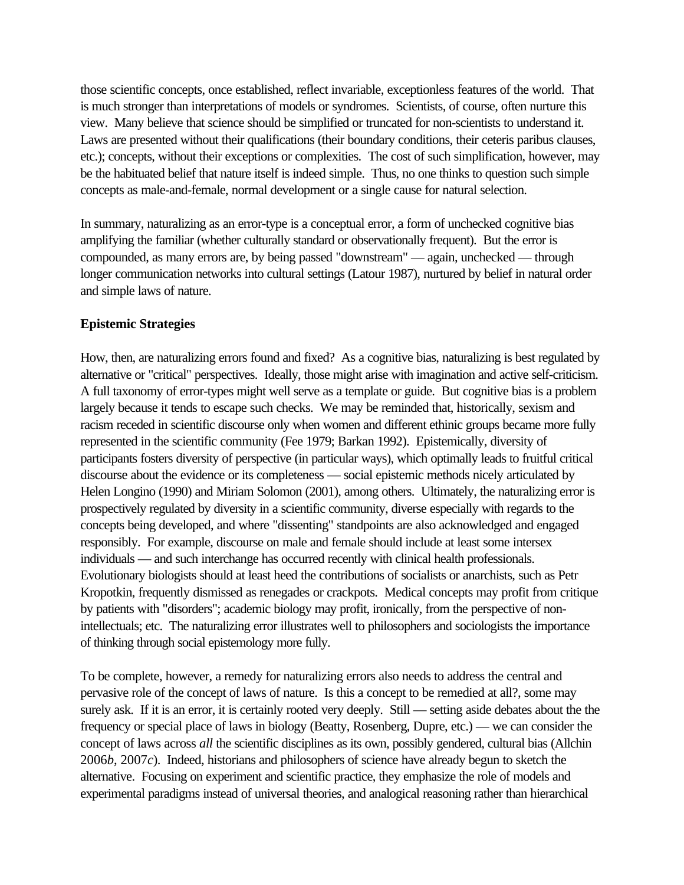those scientific concepts, once established, reflect invariable, exceptionless features of the world. That is much stronger than interpretations of models or syndromes. Scientists, of course, often nurture this view. Many believe that science should be simplified or truncated for non-scientists to understand it. Laws are presented without their qualifications (their boundary conditions, their ceteris paribus clauses, etc.); concepts, without their exceptions or complexities. The cost of such simplification, however, may be the habituated belief that nature itself is indeed simple. Thus, no one thinks to question such simple concepts as male-and-female, normal development or a single cause for natural selection.

In summary, naturalizing as an error-type is a conceptual error, a form of unchecked cognitive bias amplifying the familiar (whether culturally standard or observationally frequent). But the error is compounded, as many errors are, by being passed "downstream" — again, unchecked — through longer communication networks into cultural settings (Latour 1987), nurtured by belief in natural order and simple laws of nature.

**Epistemic Strategies**

How, then, are naturalizing errors found and fixed? As a cognitive bias, naturalizing is best regulated by alternative or "critical" perspectives. Ideally, those might arise with imagination and active self-criticism. A full taxonomy of error-types might well serve as a template or guide. But cognitive bias is a problem largely because it tends to escape such checks. We may be reminded that, historically, sexism and racism receded in scientific discourse only when women and different ethinic groups became more fully represented in the scientific community (Fee 1979; Barkan 1992). Epistemically, diversity of participants fosters diversity of perspective (in particular ways), which optimally leads to fruitful critical discourse about the evidence or its completeness — social epistemic methods nicely articulated by Helen Longino (1990) and Miriam Solomon (2001), among others. Ultimately, the naturalizing error is prospectively regulated by diversity in a scientific community, diverse especially with regards to the concepts being developed, and where "dissenting" standpoints are also acknowledged and engaged responsibly. For example, discourse on male and female should include at least some intersex individuals — and such interchange has occurred recently with clinical health professionals. Evolutionary biologists should at least heed the contributions of socialists or anarchists, such as Petr Kropotkin, frequently dismissed as renegades or crackpots. Medical concepts may profit from critique by patients with "disorders"; academic biology may profit, ironically, from the perspective of non-intellectuals; etc. The naturalizing error illustrates well to philosophers and sociologists the importance of thinking through social epistemology more fully.

To be complete, however, a remedy for naturalizing errors also needs to address the central and pervasive role of the concept of laws of nature. Is this a concept to be remedied at all?, some may surely ask. If it is an error, it is certainly rooted very deeply. Still — setting aside debates about the the frequency or special place of laws in biology (Beatty, Rosenberg, Dupre, etc.) — we can consider the concept of laws across *all* the scientific disciplines as its own, possibly gendered, cultural bias (Allchin 2006*b*, 2007*c*). Indeed, historians and philosophers of science have already begun to sketch the alternative. Focusing on experiment and scientific practice, they emphasize the role of models and experimental paradigms instead of universal theories, and analogical reasoning rather than hierarchical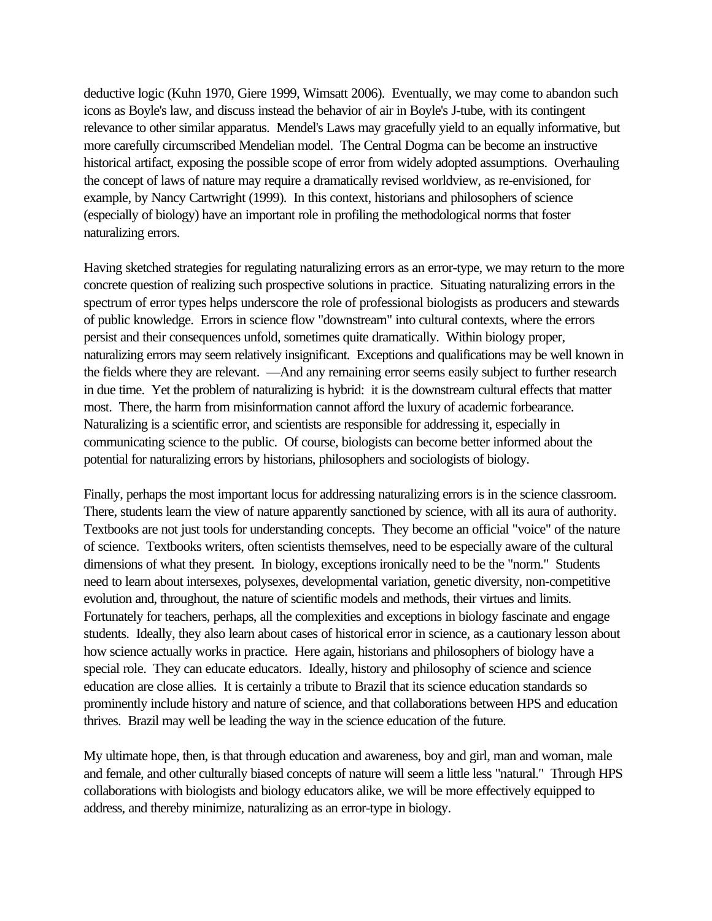deductive logic (Kuhn 1970, Giere 1999, Wimsatt 2006). Eventually, we may come to abandon such icons as Boyle's law, and discuss instead the behavior of air in Boyle's J-tube, with its contingent relevance to other similar apparatus. Mendel's Laws may gracefully yield to an equally informative, but more carefully circumscribed Mendelian model. The Central Dogma can be become an instructive historical artifact, exposing the possible scope of error from widely adopted assumptions. Overhauling the concept of laws of nature may require a dramatically revised worldview, as re-envisioned, for example, by Nancy Cartwright (1999). In this context, historians and philosophers of science (especially of biology) have an important role in profiling the methodological norms that foster naturalizing errors.

Having sketched strategies for regulating naturalizing errors as an error-type, we may return to the more concrete question of realizing such prospective solutions in practice. Situating naturalizing errors in the spectrum of error types helps underscore the role of professional biologists as producers and stewards of public knowledge. Errors in science flow "downstream" into cultural contexts, where the errors persist and their consequences unfold, sometimes quite dramatically. Within biology proper, naturalizing errors may seem relatively insignificant. Exceptions and qualifications may be well known in the fields where they are relevant. —And any remaining error seems easily subject to further research in due time. Yet the problem of naturalizing is hybrid: it is the downstream cultural effects that matter most. There, the harm from misinformation cannot afford the luxury of academic forbearance. Naturalizing is a scientific error, and scientists are responsible for addressing it, especially in communicating science to the public. Of course, biologists can become better informed about the potential for naturalizing errors by historians, philosophers and sociologists of biology.

Finally, perhaps the most important locus for addressing naturalizing errors is in the science classroom. There, students learn the view of nature apparently sanctioned by science, with all its aura of authority. Textbooks are not just tools for understanding concepts. They become an official "voice" of the nature of science. Textbooks writers, often scientists themselves, need to be especially aware of the cultural dimensions of what they present. In biology, exceptions ironically need to be the "norm." Students need to learn about intersexes, polysexes, developmental variation, genetic diversity, non-competitive evolution and, throughout, the nature of scientific models and methods, their virtues and limits. Fortunately for teachers, perhaps, all the complexities and exceptions in biology fascinate and engage students. Ideally, they also learn about cases of historical error in science, as a cautionary lesson about how science actually works in practice. Here again, historians and philosophers of biology have a special role. They can educate educators. Ideally, history and philosophy of science and science education are close allies. It is certainly a tribute to Brazil that its science education standards so prominently include history and nature of science, and that collaborations between HPS and education thrives. Brazil may well be leading the way in the science education of the future.

My ultimate hope, then, is that through education and awareness, boy and girl, man and woman, male and female, and other culturally biased concepts of nature will seem a little less "natural." Through HPS collaborations with biologists and biology educators alike, we will be more effectively equipped to address, and thereby minimize, naturalizing as an error-type in biology.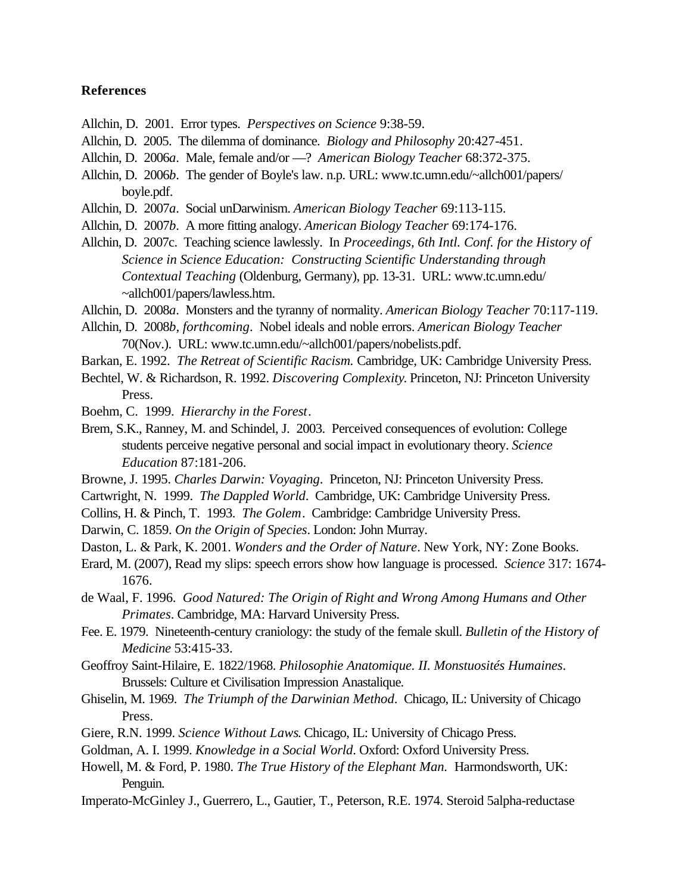## References

Allchin, D. 2001. Error types. *Perspectives on Science* 9:38-59.

Allchin, D. 2005. The dilemma of dominance. *Biology and Philosophy* 20:427-451.

Allchin, D. 2006*a*. Male, female and/or —? *American Biology Teacher* 68:372-375.

Allchin, D. 2006*b*. The gender of Boyle's law. n.p. URL: www.tc.umn.edu/~allch001/papers/boyle.pdf.

Allchin, D. 2007*a*. Social unDarwinism. *American Biology Teacher* 69:113-115.

Allchin, D. 2007*b*. A more fitting analogy. *American Biology Teacher* 69:174-176.

Allchin, D. 2007c. Teaching science lawlessly. In *Proceedings, 6th Intl. Conf. for the History of Science in Science Education: Constructing Scientific Understanding through Contextual Teaching* (Oldenburg, Germany), pp. 13-31. URL: www.tc.umn.edu/~allch001/papers/lawless.htm.

Allchin, D. 2008*a*. Monsters and the tyranny of normality. *American Biology Teacher* 70:117-119.

Allchin, D. 2008*b*, *forthcoming*. Nobel ideals and noble errors. *American Biology Teacher* 70(Nov.). URL: www.tc.umn.edu/~allch001/papers/nobelists.pdf.

Barkan, E. 1992. *The Retreat of Scientific Racism.* Cambridge, UK: Cambridge University Press.

Bechtel, W. & Richardson, R. 1992. *Discovering Complexity.* Princeton, NJ: Princeton University Press.

Boehm, C. 1999. *Hierarchy in the Forest*.

Brem, S.K., Ranney, M. and Schindel, J. 2003. Perceived consequences of evolution: College students perceive negative personal and social impact in evolutionary theory. *Science Education* 87:181-206.

Browne, J. 1995. *Charles Darwin: Voyaging*. Princeton, NJ: Princeton University Press.

Cartwright, N. 1999. *The Dappled World*. Cambridge, UK: Cambridge University Press.

Collins, H. & Pinch, T. 1993. *The Golem*. Cambridge: Cambridge University Press.

Darwin, C. 1859. *On the Origin of Species*. London: John Murray.

Daston, L. & Park, K. 2001. *Wonders and the Order of Nature*. New York, NY: Zone Books.

Erard, M. (2007), Read my slips: speech errors show how language is processed. *Science* 317: 1674-1676.

de Waal, F. 1996. *Good Natured: The Origin of Right and Wrong Among Humans and Other Primates*. Cambridge, MA: Harvard University Press.

Fee. E. 1979. Nineteenth-century craniology: the study of the female skull. *Bulletin of the History of Medicine* 53:415-33.

Geoffroy Saint-Hilaire, E. 1822/1968. *Philosophie Anatomique. II. Monstuosités Humaines*. Brussels: Culture et Civilisation Impression Anastalique.

Ghiselin, M. 1969. *The Triumph of the Darwinian Method*. Chicago, IL: University of Chicago Press.

Giere, R.N. 1999. *Science Without Laws.* Chicago, IL: University of Chicago Press.

Goldman, A. I. 1999. *Knowledge in a Social World*. Oxford: Oxford University Press.

Howell, M. & Ford, P. 1980. *The True History of the Elephant Man.* Harmondsworth, UK: Penguin.

Imperato-McGinley J., Guerrero, L., Gautier, T., Peterson, R.E. 1974. Steroid 5alpha-reductase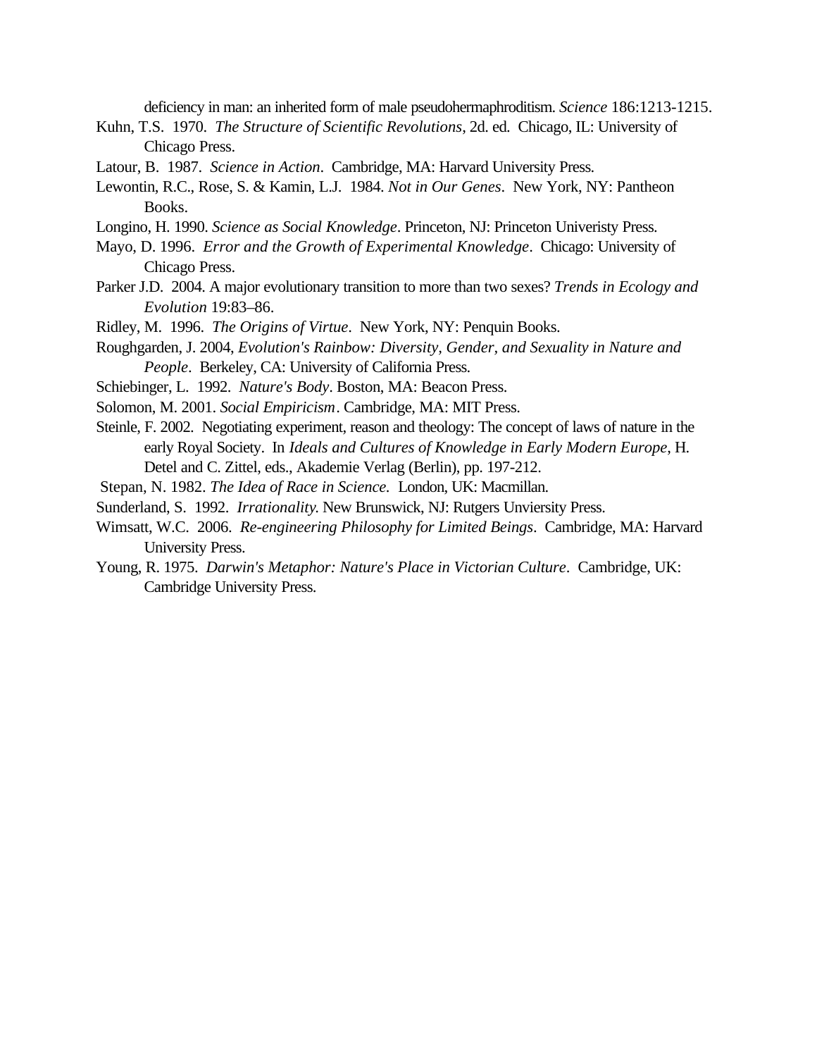deficiency in man: an inherited form of male pseudohermaphroditism. *Science* 186:1213-1215.

Kuhn, T.S. 1970. *The Structure of Scientific Revolutions*, 2d. ed. Chicago, IL: University of Chicago Press.

Latour, B. 1987. *Science in Action*. Cambridge, MA: Harvard University Press.

Lewontin, R.C., Rose, S. & Kamin, L.J. 1984. *Not in Our Genes*. New York, NY: Pantheon Books.

Longino, H. 1990. *Science as Social Knowledge*. Princeton, NJ: Princeton Univeristy Press.

Mayo, D. 1996. *Error and the Growth of Experimental Knowledge*. Chicago: University of Chicago Press.

Parker J.D. 2004. A major evolutionary transition to more than two sexes? *Trends in Ecology and Evolution* 19:83–86.

Ridley, M. 1996. *The Origins of Virtue*. New York, NY: Penquin Books.

Roughgarden, J. 2004, *Evolution's Rainbow: Diversity, Gender, and Sexuality in Nature and People*. Berkeley, CA: University of California Press.

Schiebinger, L. 1992. *Nature's Body*. Boston, MA: Beacon Press.

Solomon, M. 2001. *Social Empiricism*. Cambridge, MA: MIT Press.

Steinle, F. 2002. Negotiating experiment, reason and theology: The concept of laws of nature in the early Royal Society. In *Ideals and Cultures of Knowledge in Early Modern Europe*, H. Detel and C. Zittel, eds., Akademie Verlag (Berlin), pp. 197-212.

Stepan, N. 1982. *The Idea of Race in Science.* London, UK: Macmillan.

Sunderland, S. 1992. *Irrationality.* New Brunswick, NJ: Rutgers Unviersity Press.

Wimsatt, W.C. 2006. *Re-engineering Philosophy for Limited Beings*. Cambridge, MA: Harvard University Press.

Young, R. 1975. *Darwin's Metaphor: Nature's Place in Victorian Culture*. Cambridge, UK: Cambridge University Press.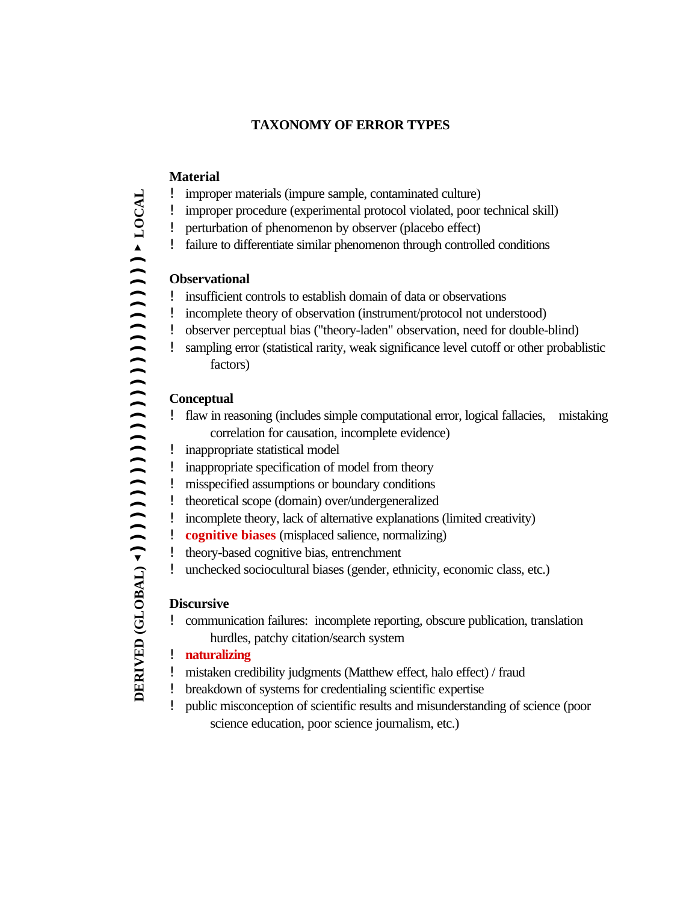## TAXONOMY OF ERROR TYPES

DERIVED (GLOBAL) ◄ ► LOCAL

**Material**

- improper materials (impure sample, contaminated culture)
- improper procedure (experimental protocol violated, poor technical skill)
- perturbation of phenomenon by observer (placebo effect)
- failure to differentiate similar phenomenon through controlled conditions

**Observational**

- insufficient controls to establish domain of data or observations
- incomplete theory of observation (instrument/protocol not understood)
- observer perceptual bias ("theory-laden" observation, need for double-blind)
- sampling error (statistical rarity, weak significance level cutoff or other probablistic factors)

**Conceptual**

- flaw in reasoning (includes simple computational error, logical fallacies, mistaking correlation for causation, incomplete evidence)
- inappropriate statistical model
- inappropriate specification of model from theory
- misspecified assumptions or boundary conditions
- theoretical scope (domain) over/undergeneralized
- incomplete theory, lack of alternative explanations (limited creativity)
- **cognitive biases** (misplaced salience, normalizing)
- theory-based cognitive bias, entrenchment
- unchecked sociocultural biases (gender, ethnicity, economic class, etc.)

**Discursive**

- communication failures: incomplete reporting, obscure publication, translation hurdles, patchy citation/search system
- **naturalizing**
- mistaken credibility judgments (Matthew effect, halo effect) / fraud
- breakdown of systems for credentialing scientific expertise
- public misconception of scientific results and misunderstanding of science (poor science education, poor science journalism, etc.)